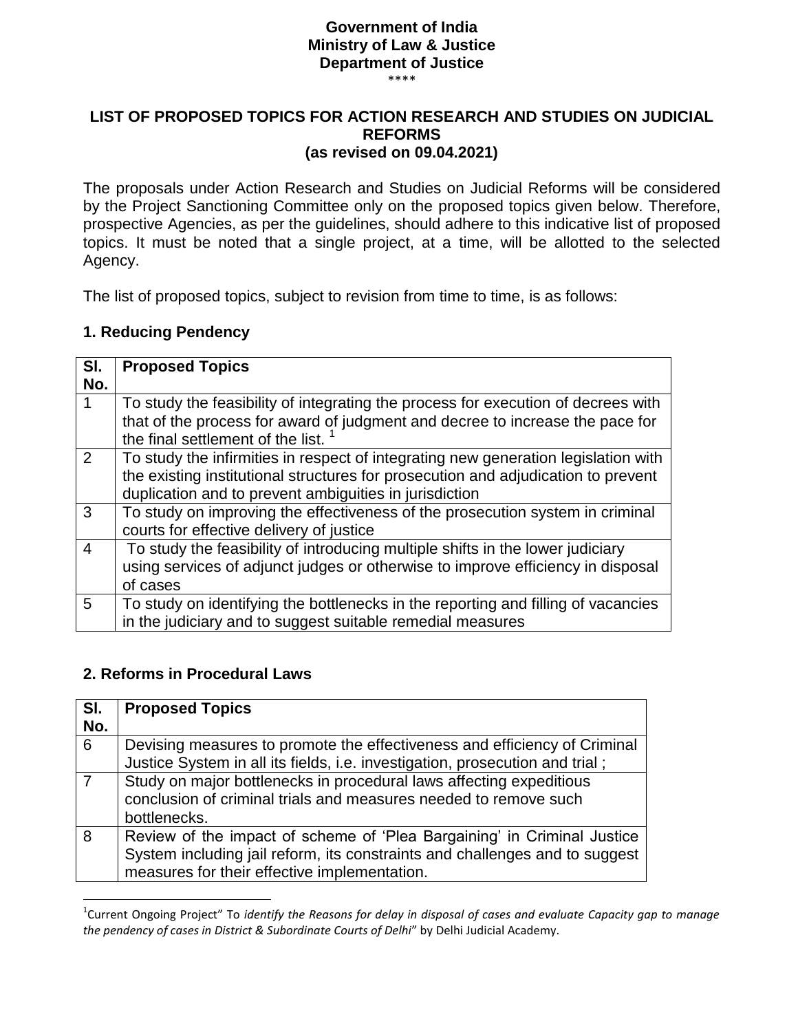**Government of India**
**Ministry of Law & Justice**
**Department of Justice**
\*\*\*\*

# LIST OF PROPOSED TOPICS FOR ACTION RESEARCH AND STUDIES ON JUDICIAL REFORMS (as revised on 09.04.2021)

The proposals under Action Research and Studies on Judicial Reforms will be considered by the Project Sanctioning Committee only on the proposed topics given below. Therefore, prospective Agencies, as per the guidelines, should adhere to this indicative list of proposed topics. It must be noted that a single project, at a time, will be allotted to the selected Agency.

The list of proposed topics, subject to revision from time to time, is as follows:

## 1. Reducing Pendency

| Sl. No. | Proposed Topics |
|---|---|
| 1 | To study the feasibility of integrating the process for execution of decrees with that of the process for award of judgment and decree to increase the pace for the final settlement of the list. [1] |
| 2 | To study the infirmities in respect of integrating new generation legislation with the existing institutional structures for prosecution and adjudication to prevent duplication and to prevent ambiguities in jurisdiction |
| 3 | To study on improving the effectiveness of the prosecution system in criminal courts for effective delivery of justice |
| 4 | To study the feasibility of introducing multiple shifts in the lower judiciary using services of adjunct judges or otherwise to improve efficiency in disposal of cases |
| 5 | To study on identifying the bottlenecks in the reporting and filling of vacancies in the judiciary and to suggest suitable remedial measures |

## 2. Reforms in Procedural Laws

| Sl. No. | Proposed Topics |
|---|---|
| 6 | Devising measures to promote the effectiveness and efficiency of Criminal Justice System in all its fields, i.e. investigation, prosecution and trial ; |
| 7 | Study on major bottlenecks in procedural laws affecting expeditious conclusion of criminal trials and measures needed to remove such bottlenecks. |
| 8 | Review of the impact of scheme of 'Plea Bargaining' in Criminal Justice System including jail reform, its constraints and challenges and to suggest measures for their effective implementation. |

[1] Current Ongoing Project" To *identify the Reasons for delay in disposal of cases and evaluate Capacity gap to manage the pendency of cases in District & Subordinate Courts of Delhi*" by Delhi Judicial Academy.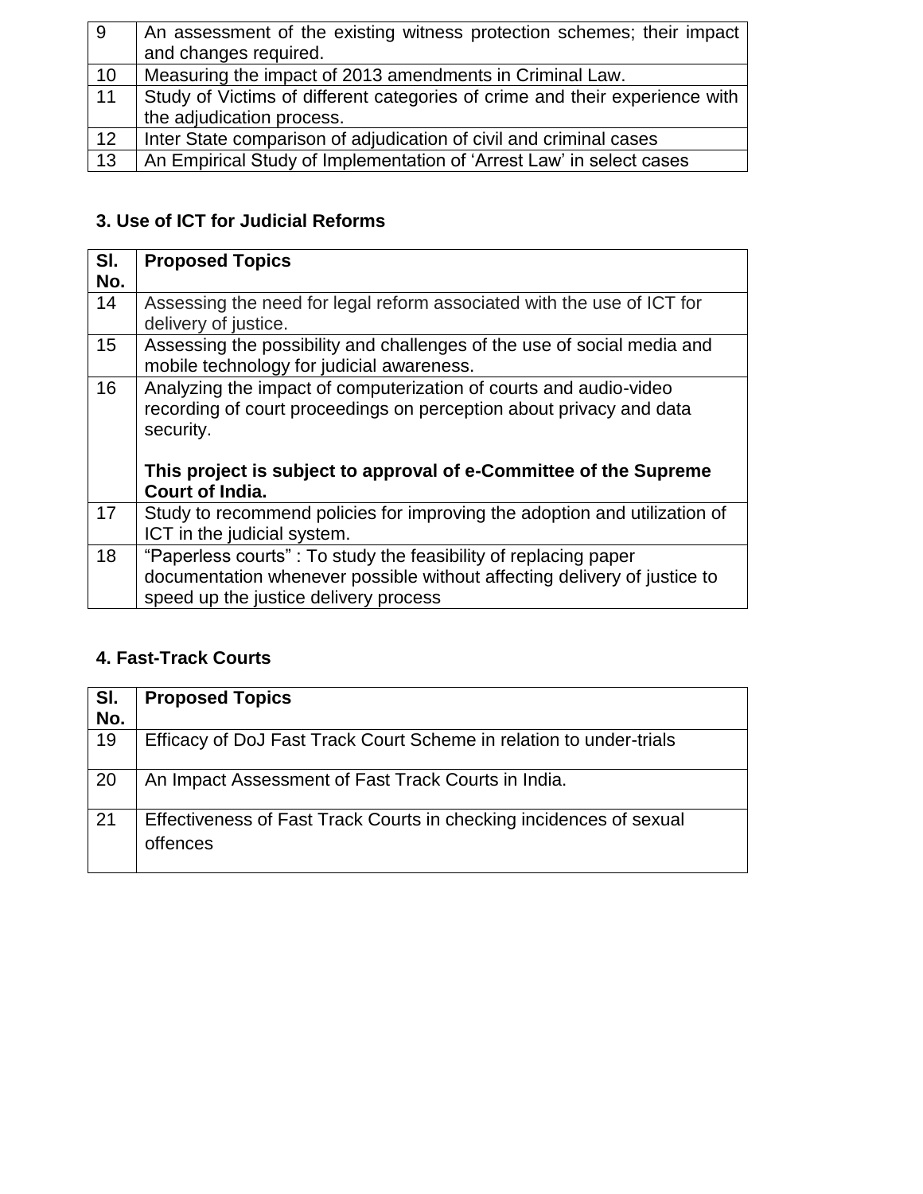| 9 | An assessment of the existing witness protection schemes; their impact and changes required. |
|---|---|
| 10 | Measuring the impact of 2013 amendments in Criminal Law. |
| 11 | Study of Victims of different categories of crime and their experience with the adjudication process. |
| 12 | Inter State comparison of adjudication of civil and criminal cases |
| 13 | An Empirical Study of Implementation of 'Arrest Law' in select cases |

### 3. Use of ICT for Judicial Reforms

| Sl. No. | Proposed Topics |
|---|---|
| 14 | Assessing the need for legal reform associated with the use of ICT for delivery of justice. |
| 15 | Assessing the possibility and challenges of the use of social media and mobile technology for judicial awareness. |
| 16 | Analyzing the impact of computerization of courts and audio-video recording of court proceedings on perception about privacy and data security.<br><br>**This project is subject to approval of e-Committee of the Supreme Court of India.** |
| 17 | Study to recommend policies for improving the adoption and utilization of ICT in the judicial system. |
| 18 | "Paperless courts" : To study the feasibility of replacing paper documentation whenever possible without affecting delivery of justice to speed up the justice delivery process |

### 4. Fast-Track Courts

| Sl. No. | Proposed Topics |
|---|---|
| 19 | Efficacy of DoJ Fast Track Court Scheme in relation to under-trials |
| 20 | An Impact Assessment of Fast Track Courts in India. |
| 21 | Effectiveness of Fast Track Courts in checking incidences of sexual offences |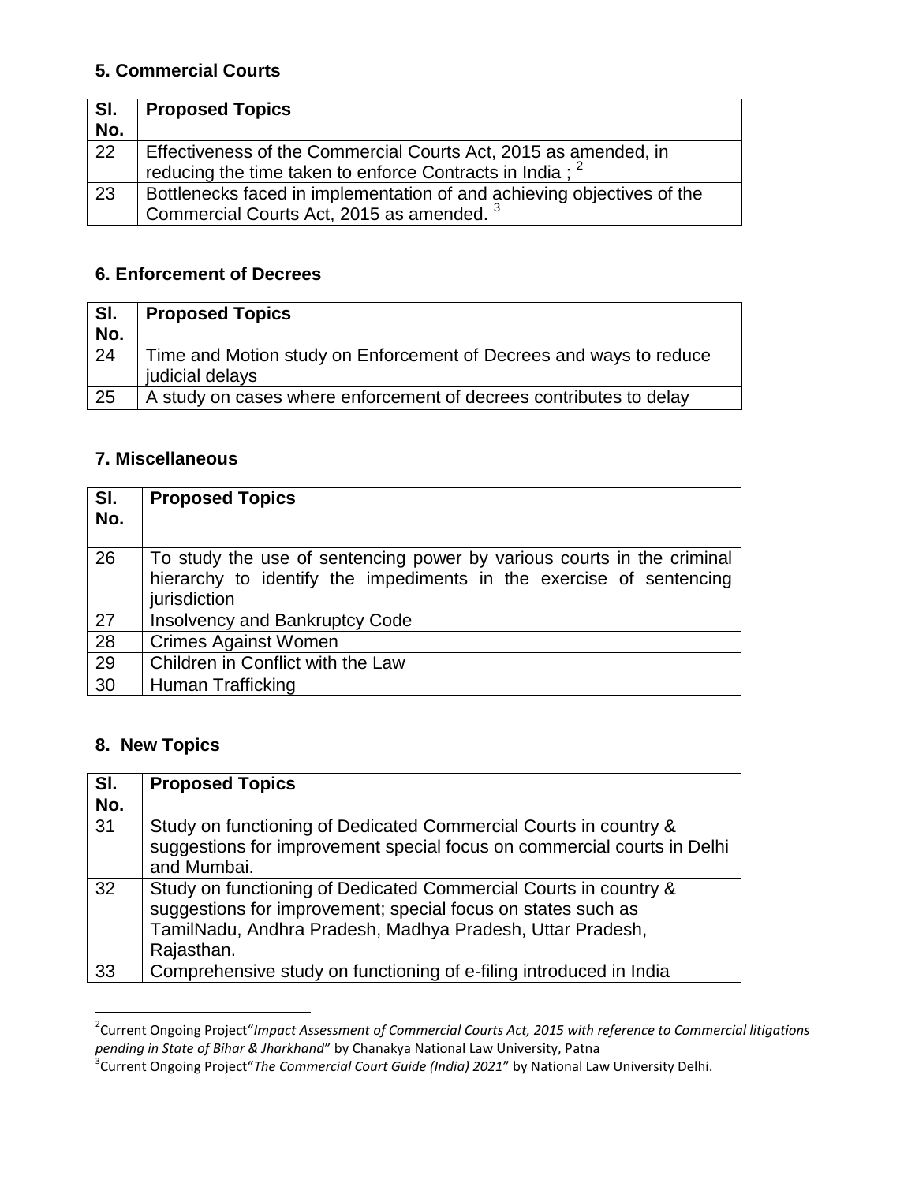## 5. Commercial Courts

| Sl. No. | Proposed Topics |
|---|---|
| 22 | Effectiveness of the Commercial Courts Act, 2015 as amended, in reducing the time taken to enforce Contracts in India ; [2] |
| 23 | Bottlenecks faced in implementation of and achieving objectives of the Commercial Courts Act, 2015 as amended. [3] |

## 6. Enforcement of Decrees

| Sl. No. | Proposed Topics |
|---|---|
| 24 | Time and Motion study on Enforcement of Decrees and ways to reduce judicial delays |
| 25 | A study on cases where enforcement of decrees contributes to delay |

## 7. Miscellaneous

| Sl. No. | Proposed Topics |
|---|---|
| 26 | To study the use of sentencing power by various courts in the criminal hierarchy to identify the impediments in the exercise of sentencing jurisdiction |
| 27 | Insolvency and Bankruptcy Code |
| 28 | Crimes Against Women |
| 29 | Children in Conflict with the Law |
| 30 | Human Trafficking |

## 8. New Topics

| Sl. No. | Proposed Topics |
|---|---|
| 31 | Study on functioning of Dedicated Commercial Courts in country & suggestions for improvement special focus on commercial courts in Delhi and Mumbai. |
| 32 | Study on functioning of Dedicated Commercial Courts in country & suggestions for improvement; special focus on states such as TamilNadu, Andhra Pradesh, Madhya Pradesh, Uttar Pradesh, Rajasthan. |
| 33 | Comprehensive study on functioning of e-filing introduced in India |

---

[2] Current Ongoing Project "*Impact Assessment of Commercial Courts Act, 2015 with reference to Commercial litigations pending in State of Bihar & Jharkhand*" by Chanakya National Law University, Patna

[3] Current Ongoing Project "*The Commercial Court Guide (India) 2021*" by National Law University Delhi.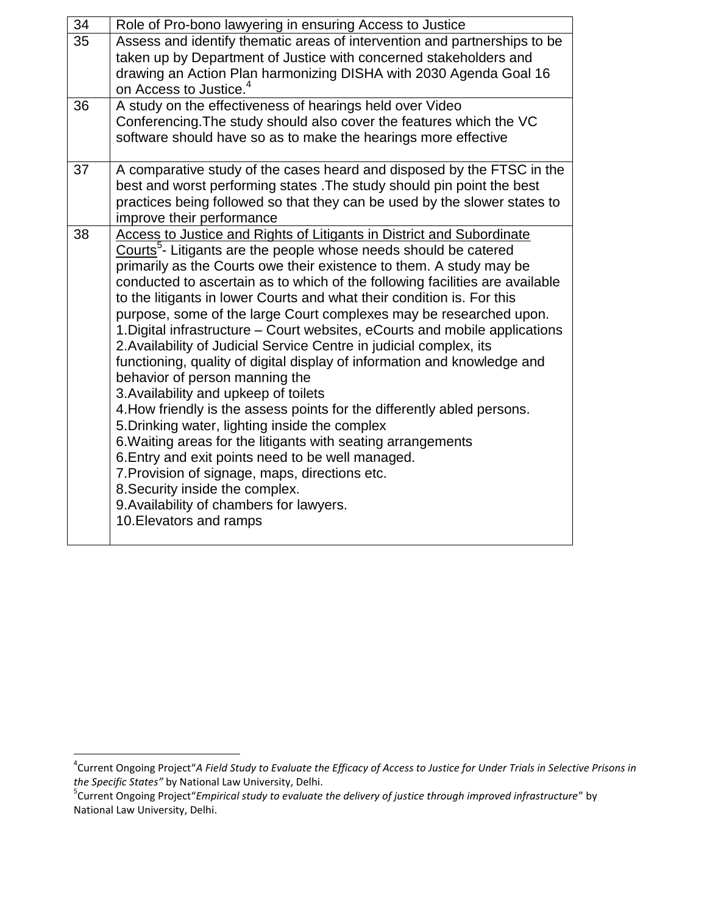| | |
|---|---|
| 34 | Role of Pro-bono lawyering in ensuring Access to Justice |
| 35 | Assess and identify thematic areas of intervention and partnerships to be taken up by Department of Justice with concerned stakeholders and drawing an Action Plan harmonizing DISHA with 2030 Agenda Goal 16 on Access to Justice.[4] |
| 36 | A study on the effectiveness of hearings held over Video Conferencing.The study should also cover the features which the VC software should have so as to make the hearings more effective |
| 37 | A comparative study of the cases heard and disposed by the FTSC in the best and worst performing states .The study should pin point the best practices being followed so that they can be used by the slower states to improve their performance |
| 38 | <u>Access to Justice and Rights of Litigants in District and Subordinate Courts</u>[5]- Litigants are the people whose needs should be catered primarily as the Courts owe their existence to them. A study may be conducted to ascertain as to which of the following facilities are available to the litigants in lower Courts and what their condition is. For this purpose, some of the large Court complexes may be researched upon.<br>1.Digital infrastructure – Court websites, eCourts and mobile applications<br>2.Availability of Judicial Service Centre in judicial complex, its functioning, quality of digital display of information and knowledge and behavior of person manning the<br>3.Availability and upkeep of toilets<br>4.How friendly is the assess points for the differently abled persons.<br>5.Drinking water, lighting inside the complex<br>6.Waiting areas for the litigants with seating arrangements<br>6.Entry and exit points need to be well managed.<br>7.Provision of signage, maps, directions etc.<br>8.Security inside the complex.<br>9.Availability of chambers for lawyers.<br>10.Elevators and ramps |

[4]Current Ongoing Project"*A Field Study to Evaluate the Efficacy of Access to Justice for Under Trials in Selective Prisons in the Specific States"* by National Law University, Delhi.

[5]Current Ongoing Project"*Empirical study to evaluate the delivery of justice through improved infrastructure*" by National Law University, Delhi.